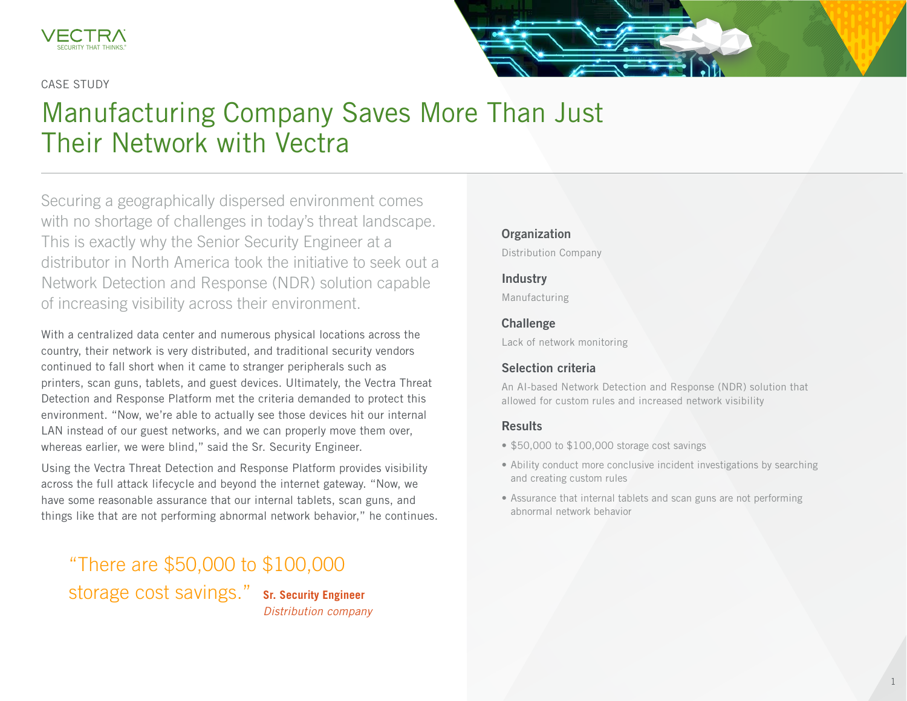VECTRA
SECURITY THAT THINKS.

CASE STUDY

# Manufacturing Company Saves More Than Just Their Network with Vectra

Securing a geographically dispersed environment comes with no shortage of challenges in today's threat landscape. This is exactly why the Senior Security Engineer at a distributor in North America took the initiative to seek out a Network Detection and Response (NDR) solution capable of increasing visibility across their environment.

With a centralized data center and numerous physical locations across the country, their network is very distributed, and traditional security vendors continued to fall short when it came to stranger peripherals such as printers, scan guns, tablets, and guest devices. Ultimately, the Vectra Threat Detection and Response Platform met the criteria demanded to protect this environment. "Now, we're able to actually see those devices hit our internal LAN instead of our guest networks, and we can properly move them over, whereas earlier, we were blind," said the Sr. Security Engineer.

Using the Vectra Threat Detection and Response Platform provides visibility across the full attack lifecycle and beyond the internet gateway. "Now, we have some reasonable assurance that our internal tablets, scan guns, and things like that are not performing abnormal network behavior," he continues.

> "There are $50,000 to $100,000 storage cost savings."
>
> **Sr. Security Engineer**
> *Distribution company*

### Organization

Distribution Company

### Industry

Manufacturing

### Challenge

Lack of network monitoring

### Selection criteria

An AI-based Network Detection and Response (NDR) solution that allowed for custom rules and increased network visibility

### Results

- $50,000 to $100,000 storage cost savings
- Ability conduct more conclusive incident investigations by searching and creating custom rules
- Assurance that internal tablets and scan guns are not performing abnormal network behavior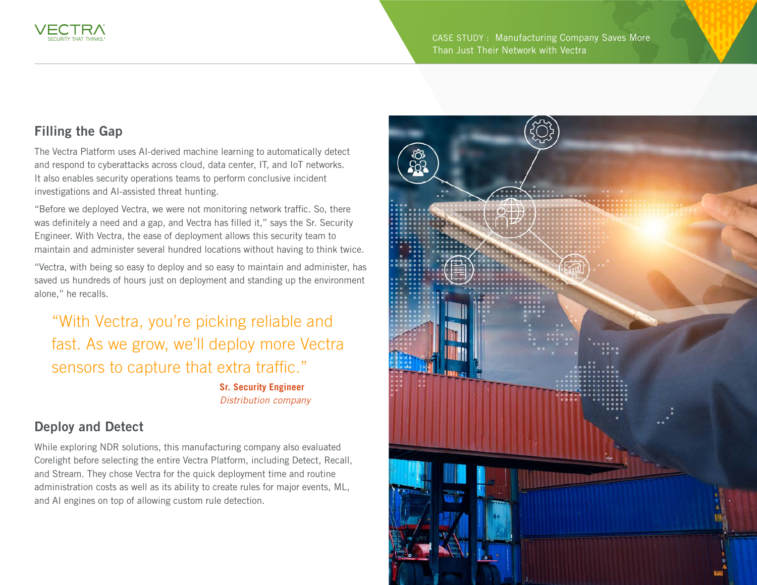## Filling the Gap

The Vectra Platform uses AI-derived machine learning to automatically detect and respond to cyberattacks across cloud, data center, IT, and IoT networks. It also enables security operations teams to perform conclusive incident investigations and AI-assisted threat hunting.

"Before we deployed Vectra, we were not monitoring network traffic. So, there was definitely a need and a gap, and Vectra has filled it," says the Sr. Security Engineer. With Vectra, the ease of deployment allows this security team to maintain and administer several hundred locations without having to think twice.

"Vectra, with being so easy to deploy and so easy to maintain and administer, has saved us hundreds of hours just on deployment and standing up the environment alone," he recalls.

> "With Vectra, you're picking reliable and fast. As we grow, we'll deploy more Vectra sensors to capture that extra traffic."
>
> **Sr. Security Engineer**
> *Distribution company*

## Deploy and Detect

While exploring NDR solutions, this manufacturing company also evaluated Corelight before selecting the entire Vectra Platform, including Detect, Recall, and Stream. They chose Vectra for the quick deployment time and routine administration costs as well as its ability to create rules for major events, ML, and AI engines on top of allowing custom rule detection.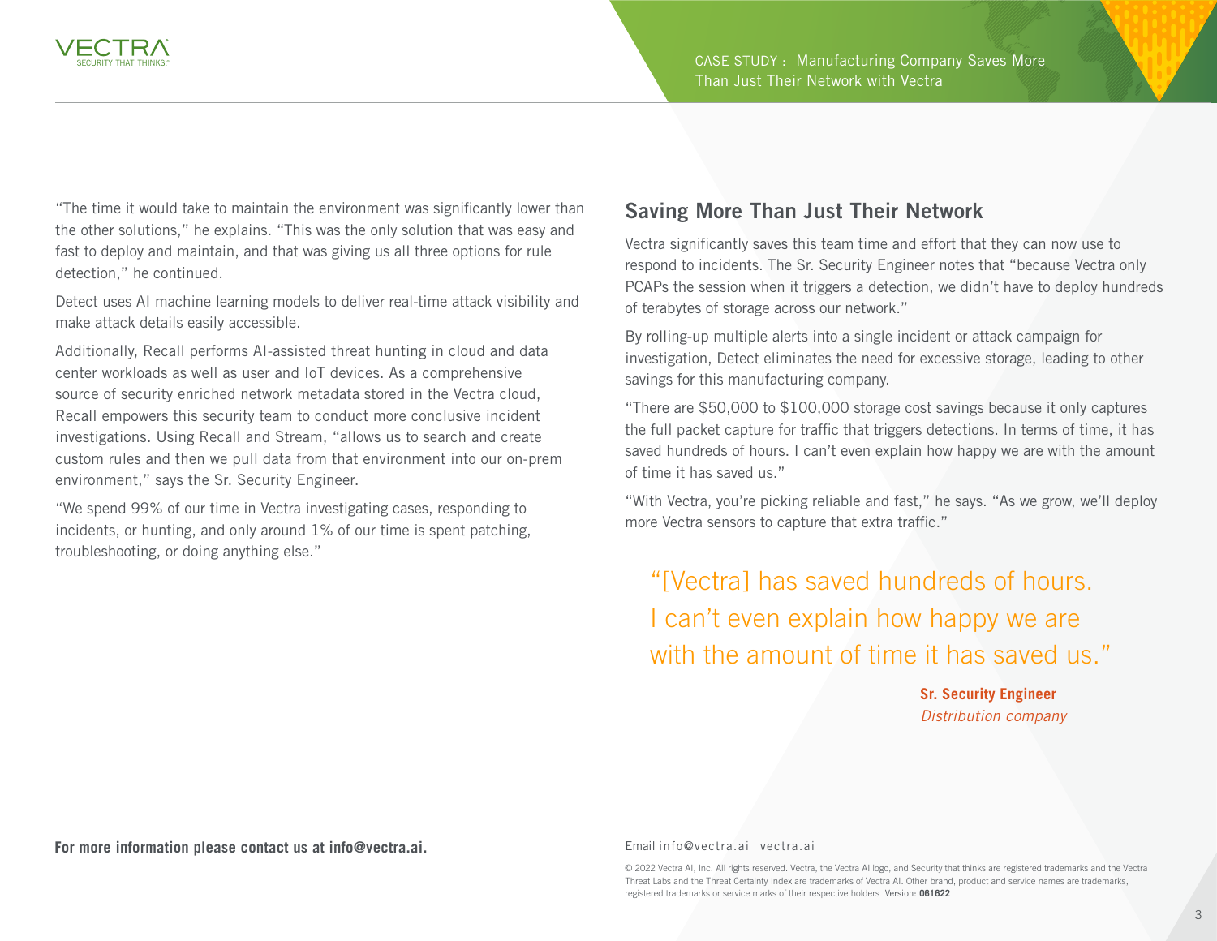"The time it would take to maintain the environment was significantly lower than the other solutions," he explains. "This was the only solution that was easy and fast to deploy and maintain, and that was giving us all three options for rule detection," he continued.

Detect uses AI machine learning models to deliver real-time attack visibility and make attack details easily accessible.

Additionally, Recall performs AI-assisted threat hunting in cloud and data center workloads as well as user and IoT devices. As a comprehensive source of security enriched network metadata stored in the Vectra cloud, Recall empowers this security team to conduct more conclusive incident investigations. Using Recall and Stream, "allows us to search and create custom rules and then we pull data from that environment into our on-prem environment," says the Sr. Security Engineer.

"We spend 99% of our time in Vectra investigating cases, responding to incidents, or hunting, and only around 1% of our time is spent patching, troubleshooting, or doing anything else."

## Saving More Than Just Their Network

Vectra significantly saves this team time and effort that they can now use to respond to incidents. The Sr. Security Engineer notes that "because Vectra only PCAPs the session when it triggers a detection, we didn't have to deploy hundreds of terabytes of storage across our network."

By rolling-up multiple alerts into a single incident or attack campaign for investigation, Detect eliminates the need for excessive storage, leading to other savings for this manufacturing company.

"There are $50,000 to $100,000 storage cost savings because it only captures the full packet capture for traffic that triggers detections. In terms of time, it has saved hundreds of hours. I can't even explain how happy we are with the amount of time it has saved us."

"With Vectra, you're picking reliable and fast," he says. "As we grow, we'll deploy more Vectra sensors to capture that extra traffic."

> "[Vectra] has saved hundreds of hours. I can't even explain how happy we are with the amount of time it has saved us."
>
> **Sr. Security Engineer**
> *Distribution company*

**For more information please contact us at info@vectra.ai.**

Email info@vectra.ai vectra.ai

© 2022 Vectra AI, Inc. All rights reserved. Vectra, the Vectra AI logo, and Security that thinks are registered trademarks and the Vectra Threat Labs and the Threat Certainty Index are trademarks of Vectra AI. Other brand, product and service names are trademarks, registered trademarks or service marks of their respective holders. Version: **061622**